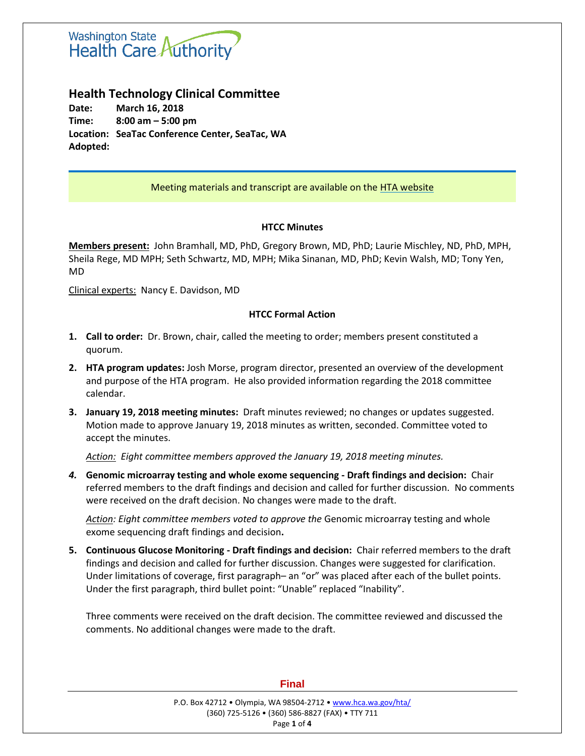# Health Technology Clinical Committee

**Date:** March 16, 2018
**Time:** 8:00 am – 5:00 pm
**Location:** SeaTac Conference Center, SeaTac, WA
**Adopted:**

Meeting materials and transcript are available on the HTA website

### HTCC Minutes

**Members present:** John Bramhall, MD, PhD, Gregory Brown, MD, PhD; Laurie Mischley, ND, PhD, MPH, Sheila Rege, MD MPH; Seth Schwartz, MD, MPH; Mika Sinanan, MD, PhD; Kevin Walsh, MD; Tony Yen, MD

Clinical experts: Nancy E. Davidson, MD

### HTCC Formal Action

1. **Call to order:** Dr. Brown, chair, called the meeting to order; members present constituted a quorum.

2. **HTA program updates:** Josh Morse, program director, presented an overview of the development and purpose of the HTA program. He also provided information regarding the 2018 committee calendar.

3. **January 19, 2018 meeting minutes:** Draft minutes reviewed; no changes or updates suggested. Motion made to approve January 19, 2018 minutes as written, seconded. Committee voted to accept the minutes.

   *Action: Eight committee members approved the January 19, 2018 meeting minutes.*

4. **Genomic microarray testing and whole exome sequencing - Draft findings and decision:** Chair referred members to the draft findings and decision and called for further discussion. No comments were received on the draft decision. No changes were made to the draft.

   *Action: Eight committee members voted to approve the* Genomic microarray testing and whole exome sequencing draft findings and decision**.**

5. **Continuous Glucose Monitoring - Draft findings and decision:** Chair referred members to the draft findings and decision and called for further discussion. Changes were suggested for clarification. Under limitations of coverage, first paragraph– an "or" was placed after each of the bullet points. Under the first paragraph, third bullet point: "Unable" replaced "Inability".

   Three comments were received on the draft decision. The committee reviewed and discussed the comments. No additional changes were made to the draft.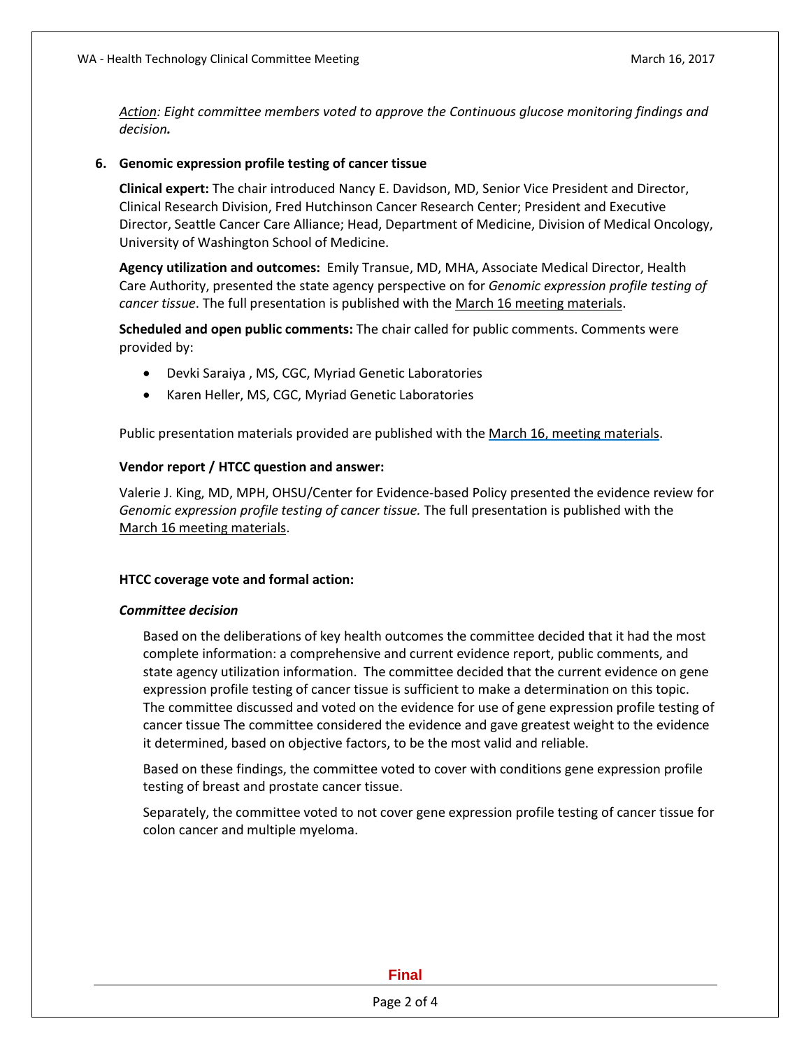*Action: Eight committee members voted to approve the Continuous glucose monitoring findings and decision.*

### 6. Genomic expression profile testing of cancer tissue

**Clinical expert:** The chair introduced Nancy E. Davidson, MD, Senior Vice President and Director, Clinical Research Division, Fred Hutchinson Cancer Research Center; President and Executive Director, Seattle Cancer Care Alliance; Head, Department of Medicine, Division of Medical Oncology, University of Washington School of Medicine.

**Agency utilization and outcomes:** Emily Transue, MD, MHA, Associate Medical Director, Health Care Authority, presented the state agency perspective on for *Genomic expression profile testing of cancer tissue*. The full presentation is published with the March 16 meeting materials.

**Scheduled and open public comments:** The chair called for public comments. Comments were provided by:

- Devki Saraiya , MS, CGC, Myriad Genetic Laboratories
- Karen Heller, MS, CGC, Myriad Genetic Laboratories

Public presentation materials provided are published with the March 16, meeting materials.

**Vendor report / HTCC question and answer:**

Valerie J. King, MD, MPH, OHSU/Center for Evidence-based Policy presented the evidence review for *Genomic expression profile testing of cancer tissue.* The full presentation is published with the March 16 meeting materials.

**HTCC coverage vote and formal action:**

***Committee decision***

Based on the deliberations of key health outcomes the committee decided that it had the most complete information: a comprehensive and current evidence report, public comments, and state agency utilization information. The committee decided that the current evidence on gene expression profile testing of cancer tissue is sufficient to make a determination on this topic. The committee discussed and voted on the evidence for use of gene expression profile testing of cancer tissue The committee considered the evidence and gave greatest weight to the evidence it determined, based on objective factors, to be the most valid and reliable.

Based on these findings, the committee voted to cover with conditions gene expression profile testing of breast and prostate cancer tissue.

Separately, the committee voted to not cover gene expression profile testing of cancer tissue for colon cancer and multiple myeloma.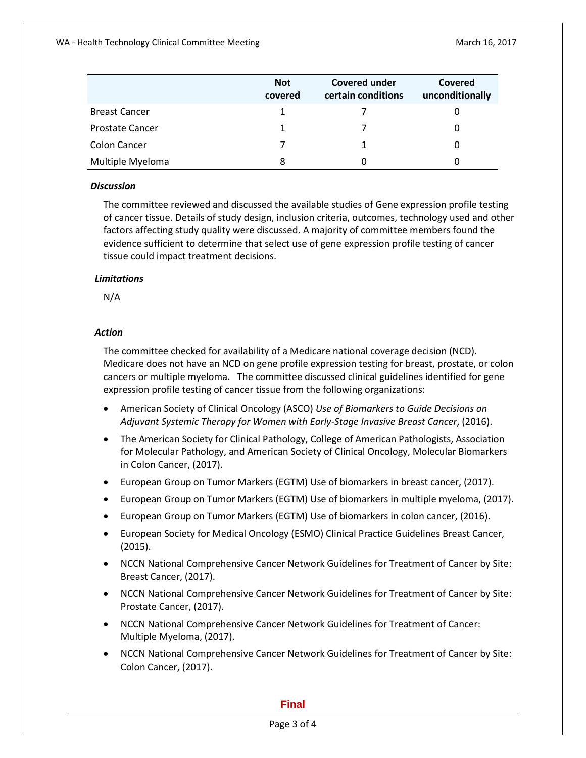| | Not covered | Covered under certain conditions | Covered unconditionally |
|---|---|---|---|
| Breast Cancer | 1 | 7 | 0 |
| Prostate Cancer | 1 | 7 | 0 |
| Colon Cancer | 7 | 1 | 0 |
| Multiple Myeloma | 8 | 0 | 0 |

***Discussion***

The committee reviewed and discussed the available studies of Gene expression profile testing of cancer tissue. Details of study design, inclusion criteria, outcomes, technology used and other factors affecting study quality were discussed. A majority of committee members found the evidence sufficient to determine that select use of gene expression profile testing of cancer tissue could impact treatment decisions.

***Limitations***

N/A

***Action***

The committee checked for availability of a Medicare national coverage decision (NCD). Medicare does not have an NCD on gene profile expression testing for breast, prostate, or colon cancers or multiple myeloma. The committee discussed clinical guidelines identified for gene expression profile testing of cancer tissue from the following organizations:

- American Society of Clinical Oncology (ASCO) *Use of Biomarkers to Guide Decisions on Adjuvant Systemic Therapy for Women with Early-Stage Invasive Breast Cancer*, (2016).
- The American Society for Clinical Pathology, College of American Pathologists, Association for Molecular Pathology, and American Society of Clinical Oncology, Molecular Biomarkers in Colon Cancer, (2017).
- European Group on Tumor Markers (EGTM) Use of biomarkers in breast cancer, (2017).
- European Group on Tumor Markers (EGTM) Use of biomarkers in multiple myeloma, (2017).
- European Group on Tumor Markers (EGTM) Use of biomarkers in colon cancer, (2016).
- European Society for Medical Oncology (ESMO) Clinical Practice Guidelines Breast Cancer, (2015).
- NCCN National Comprehensive Cancer Network Guidelines for Treatment of Cancer by Site: Breast Cancer, (2017).
- NCCN National Comprehensive Cancer Network Guidelines for Treatment of Cancer by Site: Prostate Cancer, (2017).
- NCCN National Comprehensive Cancer Network Guidelines for Treatment of Cancer: Multiple Myeloma, (2017).
- NCCN National Comprehensive Cancer Network Guidelines for Treatment of Cancer by Site: Colon Cancer, (2017).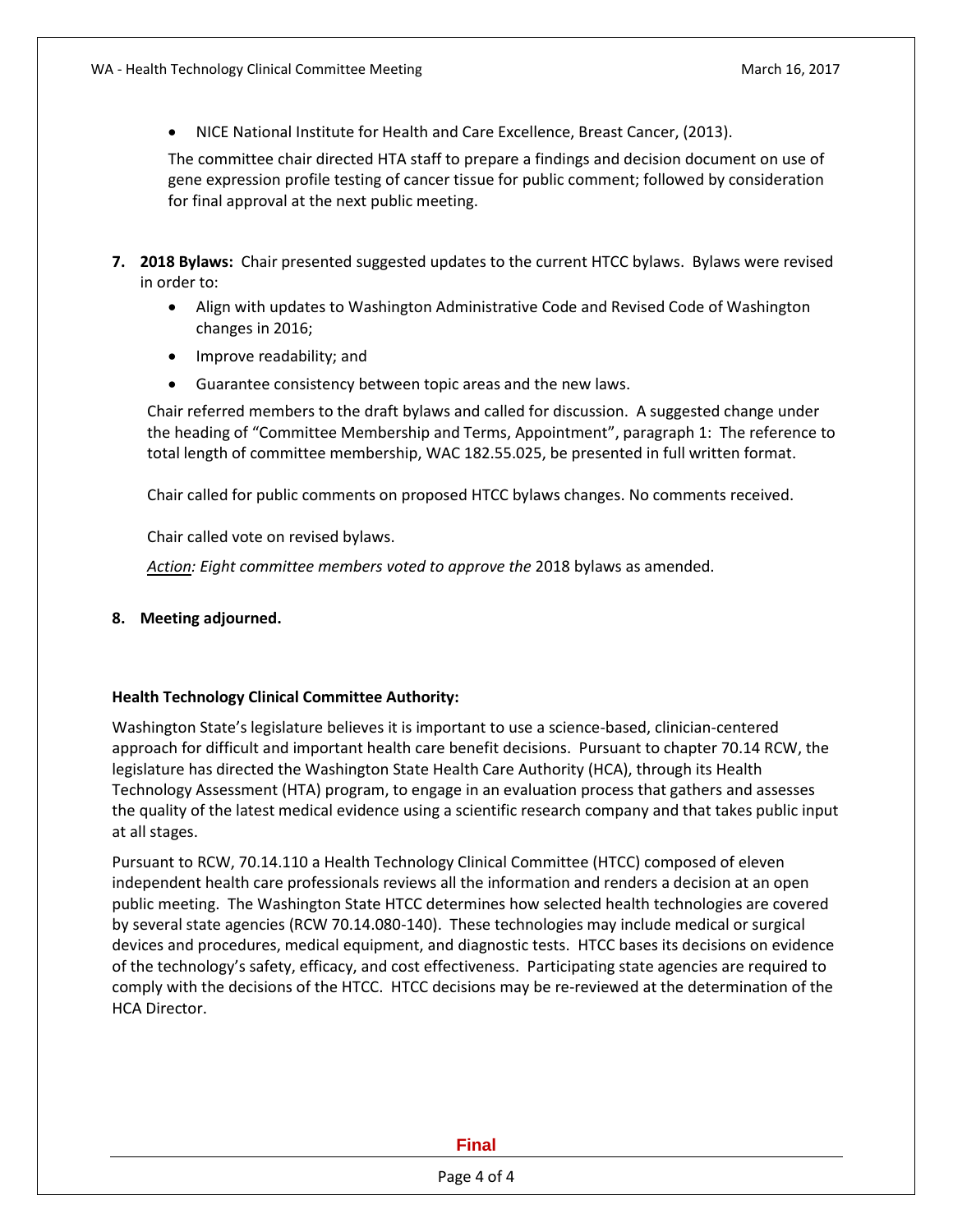- NICE National Institute for Health and Care Excellence, Breast Cancer, (2013).

The committee chair directed HTA staff to prepare a findings and decision document on use of gene expression profile testing of cancer tissue for public comment; followed by consideration for final approval at the next public meeting.

7. **2018 Bylaws:** Chair presented suggested updates to the current HTCC bylaws. Bylaws were revised in order to:

   - Align with updates to Washington Administrative Code and Revised Code of Washington changes in 2016;
   - Improve readability; and
   - Guarantee consistency between topic areas and the new laws.

   Chair referred members to the draft bylaws and called for discussion. A suggested change under the heading of "Committee Membership and Terms, Appointment", paragraph 1: The reference to total length of committee membership, WAC 182.55.025, be presented in full written format.

   Chair called for public comments on proposed HTCC bylaws changes. No comments received.

   Chair called vote on revised bylaws.

   *Action: Eight committee members voted to approve the* 2018 bylaws as amended.

8. **Meeting adjourned.**

**Health Technology Clinical Committee Authority:**

Washington State's legislature believes it is important to use a science-based, clinician-centered approach for difficult and important health care benefit decisions. Pursuant to chapter 70.14 RCW, the legislature has directed the Washington State Health Care Authority (HCA), through its Health Technology Assessment (HTA) program, to engage in an evaluation process that gathers and assesses the quality of the latest medical evidence using a scientific research company and that takes public input at all stages.

Pursuant to RCW, 70.14.110 a Health Technology Clinical Committee (HTCC) composed of eleven independent health care professionals reviews all the information and renders a decision at an open public meeting. The Washington State HTCC determines how selected health technologies are covered by several state agencies (RCW 70.14.080-140). These technologies may include medical or surgical devices and procedures, medical equipment, and diagnostic tests. HTCC bases its decisions on evidence of the technology's safety, efficacy, and cost effectiveness. Participating state agencies are required to comply with the decisions of the HTCC. HTCC decisions may be re-reviewed at the determination of the HCA Director.